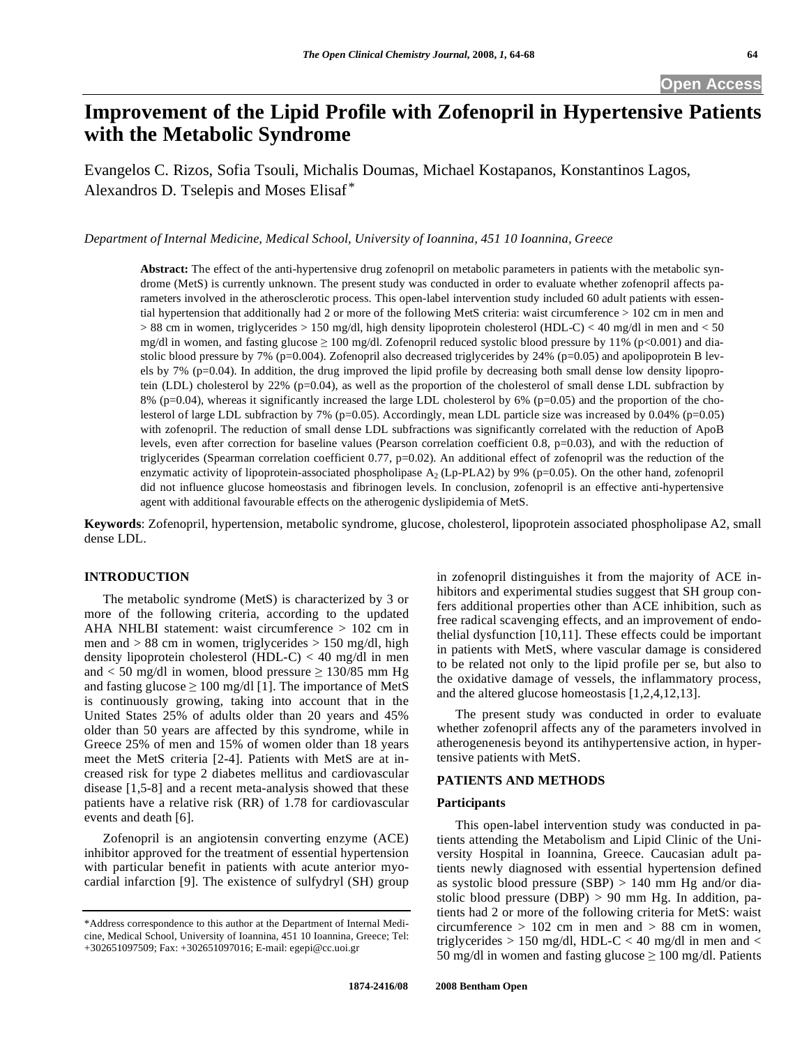# Improvement of the Lipid Profile with Zofenopril in Hypertensive Patients with the Metabolic Syndrome

Evangelos C. Rizos, Sofia Tsouli, Michalis Doumas, Michael Kostapanos, Konstantinos Lagos, Alexandros D. Tselepis and Moses Elisaf*

*Department of Internal Medicine, Medical School, University of Ioannina, 451 10 Ioannina, Greece*

**Abstract:** The effect of the anti-hypertensive drug zofenopril on metabolic parameters in patients with the metabolic syndrome (MetS) is currently unknown. The present study was conducted in order to evaluate whether zofenopril affects parameters involved in the atherosclerotic process. This open-label intervention study included 60 adult patients with essential hypertension that additionally had 2 or more of the following MetS criteria: waist circumference > 102 cm in men and > 88 cm in women, triglycerides > 150 mg/dl, high density lipoprotein cholesterol (HDL-C) < 40 mg/dl in men and < 50 mg/dl in women, and fasting glucose ≥ 100 mg/dl. Zofenopril reduced systolic blood pressure by 11% ($p<0.001$) and diastolic blood pressure by 7% ($p=0.004$). Zofenopril also decreased triglycerides by 24% ($p=0.05$) and apolipoprotein B levels by 7% ($p=0.04$). In addition, the drug improved the lipid profile by decreasing both small dense low density lipoprotein (LDL) cholesterol by 22% ($p=0.04$), as well as the proportion of the cholesterol of small dense LDL subfraction by 8% ($p=0.04$), whereas it significantly increased the large LDL cholesterol by 6% ($p=0.05$) and the proportion of the cholesterol of large LDL subfraction by 7% ($p=0.05$). Accordingly, mean LDL particle size was increased by 0.04% ($p=0.05$) with zofenopril. The reduction of small dense LDL subfractions was significantly correlated with the reduction of ApoB levels, even after correction for baseline values (Pearson correlation coefficient 0.8, $p=0.03$), and with the reduction of triglycerides (Spearman correlation coefficient 0.77, $p=0.02$). An additional effect of zofenopril was the reduction of the enzymatic activity of lipoprotein-associated phospholipase $A_2$ (Lp-PLA2) by 9% ($p=0.05$). On the other hand, zofenopril did not influence glucose homeostasis and fibrinogen levels. In conclusion, zofenopril is an effective anti-hypertensive agent with additional favourable effects on the atherogenic dyslipidemia of MetS.

**Keywords**: Zofenopril, hypertension, metabolic syndrome, glucose, cholesterol, lipoprotein associated phospholipase A2, small dense LDL.

## INTRODUCTION

The metabolic syndrome (MetS) is characterized by 3 or more of the following criteria, according to the updated AHA NHLBI statement: waist circumference > 102 cm in men and > 88 cm in women, triglycerides > 150 mg/dl, high density lipoprotein cholesterol (HDL-C) < 40 mg/dl in men and < 50 mg/dl in women, blood pressure ≥ 130/85 mm Hg and fasting glucose ≥ 100 mg/dl [1]. The importance of MetS is continuously growing, taking into account that in the United States 25% of adults older than 20 years and 45% older than 50 years are affected by this syndrome, while in Greece 25% of men and 15% of women older than 18 years meet the MetS criteria [2-4]. Patients with MetS are at increased risk for type 2 diabetes mellitus and cardiovascular disease [1,5-8] and a recent meta-analysis showed that these patients have a relative risk (RR) of 1.78 for cardiovascular events and death [6].

Zofenopril is an angiotensin converting enzyme (ACE) inhibitor approved for the treatment of essential hypertension with particular benefit in patients with acute anterior myocardial infarction [9]. The existence of sulfydryl (SH) group in zofenopril distinguishes it from the majority of ACE inhibitors and experimental studies suggest that SH group confers additional properties other than ACE inhibition, such as free radical scavenging effects, and an improvement of endothelial dysfunction [10,11]. These effects could be important in patients with MetS, where vascular damage is considered to be related not only to the lipid profile per se, but also to the oxidative damage of vessels, the inflammatory process, and the altered glucose homeostasis [1,2,4,12,13].

The present study was conducted in order to evaluate whether zofenopril affects any of the parameters involved in atherogenenesis beyond its antihypertensive action, in hypertensive patients with MetS.

## PATIENTS AND METHODS

### Participants

This open-label intervention study was conducted in patients attending the Metabolism and Lipid Clinic of the University Hospital in Ioannina, Greece. Caucasian adult patients newly diagnosed with essential hypertension defined as systolic blood pressure (SBP) > 140 mm Hg and/or diastolic blood pressure (DBP) > 90 mm Hg. In addition, patients had 2 or more of the following criteria for MetS: waist circumference > 102 cm in men and > 88 cm in women, triglycerides > 150 mg/dl, HDL-C < 40 mg/dl in men and < 50 mg/dl in women and fasting glucose ≥ 100 mg/dl. Patients

*Address correspondence to this author at the Department of Internal Medicine, Medical School, University of Ioannina, 451 10 Ioannina, Greece; Tel: +302651097509; Fax: +302651097016; E-mail: egepi@cc.uoi.gr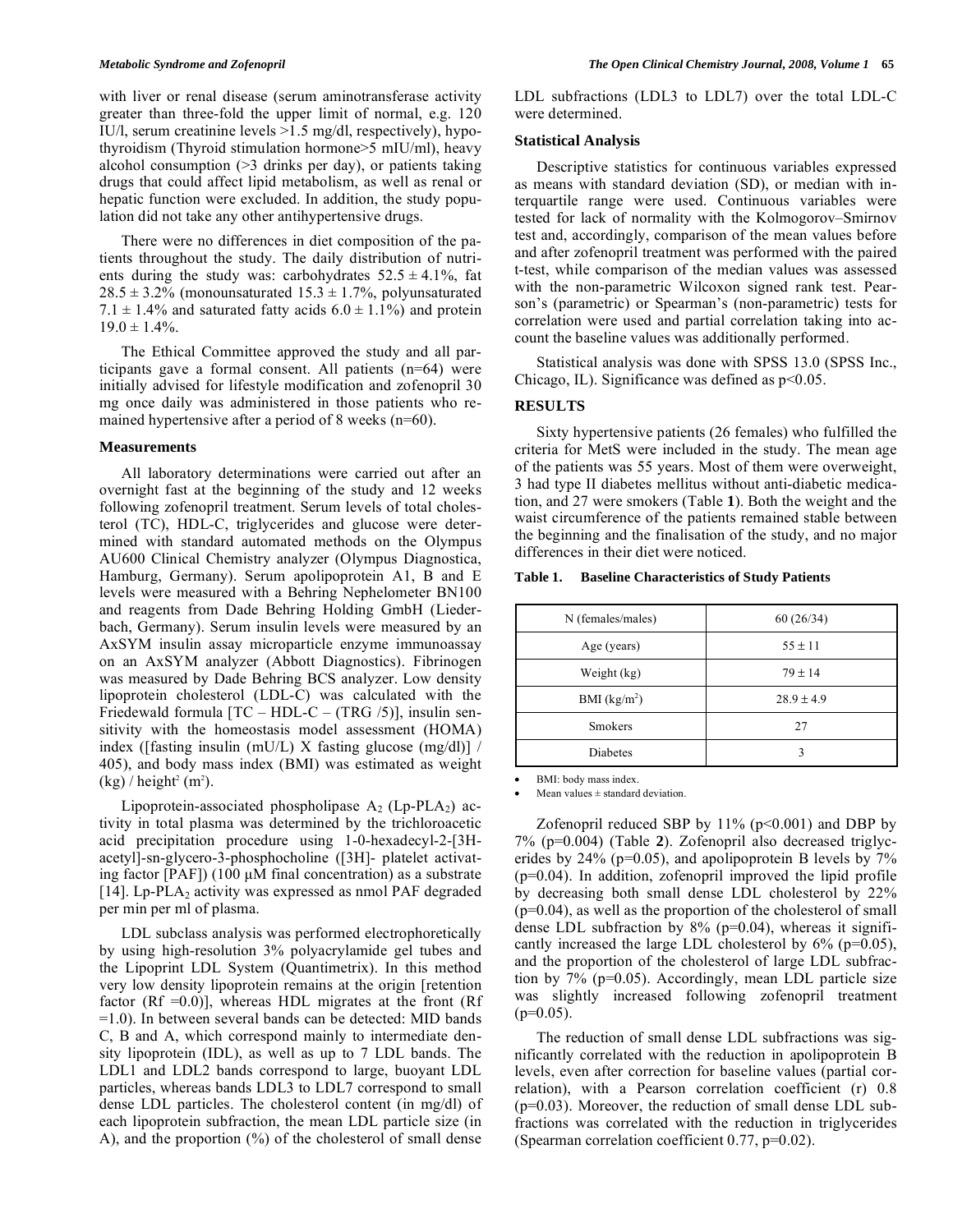with liver or renal disease (serum aminotransferase activity greater than three-fold the upper limit of normal, e.g. 120 IU/l, serum creatinine levels >1.5 mg/dl, respectively), hypothyroidism (Thyroid stimulation hormone>5 mIU/ml), heavy alcohol consumption (>3 drinks per day), or patients taking drugs that could affect lipid metabolism, as well as renal or hepatic function were excluded. In addition, the study population did not take any other antihypertensive drugs.

There were no differences in diet composition of the patients throughout the study. The daily distribution of nutrients during the study was: carbohydrates 52.5 ± 4.1%, fat 28.5 ± 3.2% (monounsaturated 15.3 ± 1.7%, polyunsaturated 7.1 ± 1.4% and saturated fatty acids 6.0 ± 1.1%) and protein 19.0 ± 1.4%.

The Ethical Committee approved the study and all participants gave a formal consent. All patients (n=64) were initially advised for lifestyle modification and zofenopril 30 mg once daily was administered in those patients who remained hypertensive after a period of 8 weeks (n=60).

### Measurements

All laboratory determinations were carried out after an overnight fast at the beginning of the study and 12 weeks following zofenopril treatment. Serum levels of total cholesterol (TC), HDL-C, triglycerides and glucose were determined with standard automated methods on the Olympus AU600 Clinical Chemistry analyzer (Olympus Diagnostica, Hamburg, Germany). Serum apolipoprotein A1, B and E levels were measured with a Behring Nephelometer BN100 and reagents from Dade Behring Holding GmbH (Liederbach, Germany). Serum insulin levels were measured by an AxSYM insulin assay microparticle enzyme immunoassay on an AxSYM analyzer (Abbott Diagnostics). Fibrinogen was measured by Dade Behring BCS analyzer. Low density lipoprotein cholesterol (LDL-C) was calculated with the Friedewald formula [TC – HDL-C – (TRG /5)], insulin sensitivity with the homeostasis model assessment (HOMA) index ([fasting insulin (mU/L) X fasting glucose (mg/dl)] / 405), and body mass index (BMI) was estimated as weight (kg) / height$^2$ (m$^2$).

Lipoprotein-associated phospholipase $A_2$ (Lp-$PLA_2$) activity in total plasma was determined by the trichloroacetic acid precipitation procedure using 1-0-hexadecyl-2-[3H-acetyl]-sn-glycero-3-phosphocholine ([3H]- platelet activating factor [PAF]) (100 μM final concentration) as a substrate [14]. Lp-$PLA_2$ activity was expressed as nmol PAF degraded per min per ml of plasma.

LDL subclass analysis was performed electrophoretically by using high-resolution 3% polyacrylamide gel tubes and the Lipoprint LDL System (Quantimetrix). In this method very low density lipoprotein remains at the origin [retention factor (Rf =0.0)], whereas HDL migrates at the front (Rf =1.0). In between several bands can be detected: MID bands C, B and A, which correspond mainly to intermediate density lipoprotein (IDL), as well as up to 7 LDL bands. The LDL1 and LDL2 bands correspond to large, buoyant LDL particles, whereas bands LDL3 to LDL7 correspond to small dense LDL particles. The cholesterol content (in mg/dl) of each lipoprotein subfraction, the mean LDL particle size (in A), and the proportion (%) of the cholesterol of small dense LDL subfractions (LDL3 to LDL7) over the total LDL-C were determined.

### Statistical Analysis

Descriptive statistics for continuous variables expressed as means with standard deviation (SD), or median with interquartile range were used. Continuous variables were tested for lack of normality with the Kolmogorov–Smirnov test and, accordingly, comparison of the mean values before and after zofenopril treatment was performed with the paired t-test, while comparison of the median values was assessed with the non-parametric Wilcoxon signed rank test. Pearson's (parametric) or Spearman's (non-parametric) tests for correlation were used and partial correlation taking into account the baseline values was additionally performed.

Statistical analysis was done with SPSS 13.0 (SPSS Inc., Chicago, IL). Significance was defined as $p<0.05$.

## RESULTS

Sixty hypertensive patients (26 females) who fulfilled the criteria for MetS were included in the study. The mean age of the patients was 55 years. Most of them were overweight, 3 had type II diabetes mellitus without anti-diabetic medication, and 27 were smokers (Table **1**). Both the weight and the waist circumference of the patients remained stable between the beginning and the finalisation of the study, and no major differences in their diet were noticed.

**Table 1. Baseline Characteristics of Study Patients**

| | |
|---|---|
| N (females/males) | 60 (26/34) |
| Age (years) | 55 ± 11 |
| Weight (kg) | 79 ± 14 |
| BMI (kg/m$^2$) | 28.9 ± 4.9 |
| Smokers | 27 |
| Diabetes | 3 |

- BMI: body mass index.
- Mean values ± standard deviation.

Zofenopril reduced SBP by 11% ($p<0.001$) and DBP by 7% (p=0.004) (Table **2**). Zofenopril also decreased triglycerides by 24% (p=0.05), and apolipoprotein B levels by 7% (p=0.04). In addition, zofenopril improved the lipid profile by decreasing both small dense LDL cholesterol by 22% (p=0.04), as well as the proportion of the cholesterol of small dense LDL subfraction by 8% (p=0.04), whereas it significantly increased the large LDL cholesterol by 6% (p=0.05), and the proportion of the cholesterol of large LDL subfraction by 7% (p=0.05). Accordingly, mean LDL particle size was slightly increased following zofenopril treatment (p=0.05).

The reduction of small dense LDL subfractions was significantly correlated with the reduction in apolipoprotein B levels, even after correction for baseline values (partial correlation), with a Pearson correlation coefficient (r) 0.8 (p=0.03). Moreover, the reduction of small dense LDL subfractions was correlated with the reduction in triglycerides (Spearman correlation coefficient 0.77, p=0.02).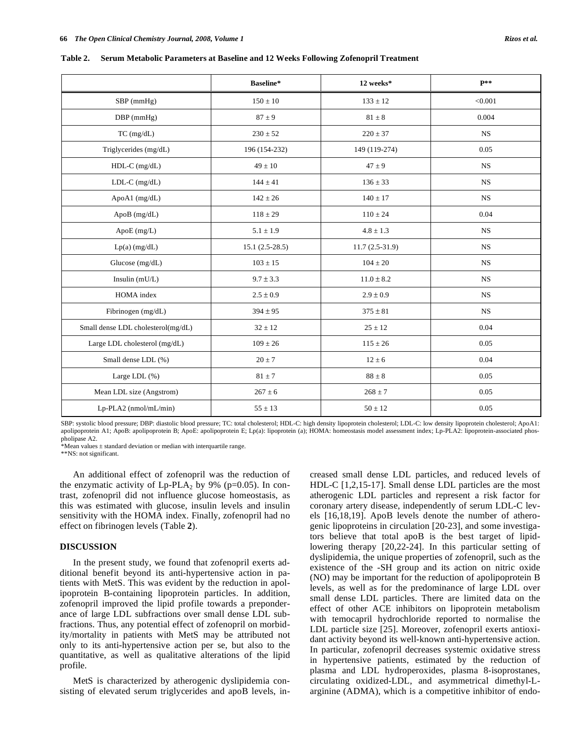**Table 2. Serum Metabolic Parameters at Baseline and 12 Weeks Following Zofenopril Treatment**

| | Baseline* | 12 weeks* | P** |
|---|---|---|---|
| SBP (mmHg) | 150 ± 10 | 133 ± 12 | <0.001 |
| DBP (mmHg) | 87 ± 9 | 81 ± 8 | 0.004 |
| TC (mg/dL) | 230 ± 52 | 220 ± 37 | NS |
| Triglycerides (mg/dL) | 196 (154-232) | 149 (119-274) | 0.05 |
| HDL-C (mg/dL) | 49 ± 10 | 47 ± 9 | NS |
| LDL-C (mg/dL) | 144 ± 41 | 136 ± 33 | NS |
| ApoA1 (mg/dL) | 142 ± 26 | 140 ± 17 | NS |
| ApoB (mg/dL) | 118 ± 29 | 110 ± 24 | 0.04 |
| ApoE (mg/L) | 5.1 ± 1.9 | 4.8 ± 1.3 | NS |
| Lp(a) (mg/dL) | 15.1 (2.5-28.5) | 11.7 (2.5-31.9) | NS |
| Glucose (mg/dL) | 103 ± 15 | 104 ± 20 | NS |
| Insulin (mU/L) | 9.7 ± 3.3 | 11.0 ± 8.2 | NS |
| HOMA index | 2.5 ± 0.9 | 2.9 ± 0.9 | NS |
| Fibrinogen (mg/dL) | 394 ± 95 | 375 ± 81 | NS |
| Small dense LDL cholesterol(mg/dL) | 32 ± 12 | 25 ± 12 | 0.04 |
| Large LDL cholesterol (mg/dL) | 109 ± 26 | 115 ± 26 | 0.05 |
| Small dense LDL (%) | 20 ± 7 | 12 ± 6 | 0.04 |
| Large LDL (%) | 81 ± 7 | 88 ± 8 | 0.05 |
| Mean LDL size (Angstrom) | 267 ± 6 | 268 ± 7 | 0.05 |
| Lp-PLA2 (nmol/mL/min) | 55 ± 13 | 50 ± 12 | 0.05 |

SBP: systolic blood pressure; DBP: diastolic blood pressure; TC: total cholesterol; HDL-C: high density lipoprotein cholesterol; LDL-C: low density lipoprotein cholesterol; ApoA1: apolipoprotein A1; ApoB: apolipoprotein B; ApoE: apolipoprotein E; Lp(a): lipoprotein (a); HOMA: homeostasis model assessment index; Lp-PLA2: lipoprotein-associated phospholipase A2.
*Mean values ± standard deviation or median with interquartile range.
**NS: not significant.

An additional effect of zofenopril was the reduction of the enzymatic activity of Lp-$PLA_2$ by 9% (p=0.05). In contrast, zofenopril did not influence glucose homeostasis, as this was estimated with glucose, insulin levels and insulin sensitivity with the HOMA index. Finally, zofenopril had no effect on fibrinogen levels (Table **2**).

## DISCUSSION

In the present study, we found that zofenopril exerts additional benefit beyond its anti-hypertensive action in patients with MetS. This was evident by the reduction in apolipoprotein B-containing lipoprotein particles. In addition, zofenopril improved the lipid profile towards a preponderance of large LDL subfractions over small dense LDL subfractions. Thus, any potential effect of zofenopril on morbidity/mortality in patients with MetS may be attributed not only to its anti-hypertensive action per se, but also to the quantitative, as well as qualitative alterations of the lipid profile.

MetS is characterized by atherogenic dyslipidemia consisting of elevated serum triglycerides and apoB levels, increased small dense LDL particles, and reduced levels of HDL-C [1,2,15-17]. Small dense LDL particles are the most atherogenic LDL particles and represent a risk factor for coronary artery disease, independently of serum LDL-C levels [16,18,19]. ApoB levels denote the number of atherogenic lipoproteins in circulation [20-23], and some investigators believe that total apoB is the best target of lipid-lowering therapy [20,22-24]. In this particular setting of dyslipidemia, the unique properties of zofenopril, such as the existence of the -SH group and its action on nitric oxide (NO) may be important for the reduction of apolipoprotein B levels, as well as for the predominance of large LDL over small dense LDL particles. There are limited data on the effect of other ACE inhibitors on lipoprotein metabolism with temocapril hydrochloride reported to normalise the LDL particle size [25]. Moreover, zofenopril exerts antioxidant activity beyond its well-known anti-hypertensive action. In particular, zofenopril decreases systemic oxidative stress in hypertensive patients, estimated by the reduction of plasma and LDL hydroperoxides, plasma 8-isoprostanes, circulating oxidized-LDL, and asymmetrical dimethyl-L-arginine (ADMA), which is a competitive inhibitor of endo-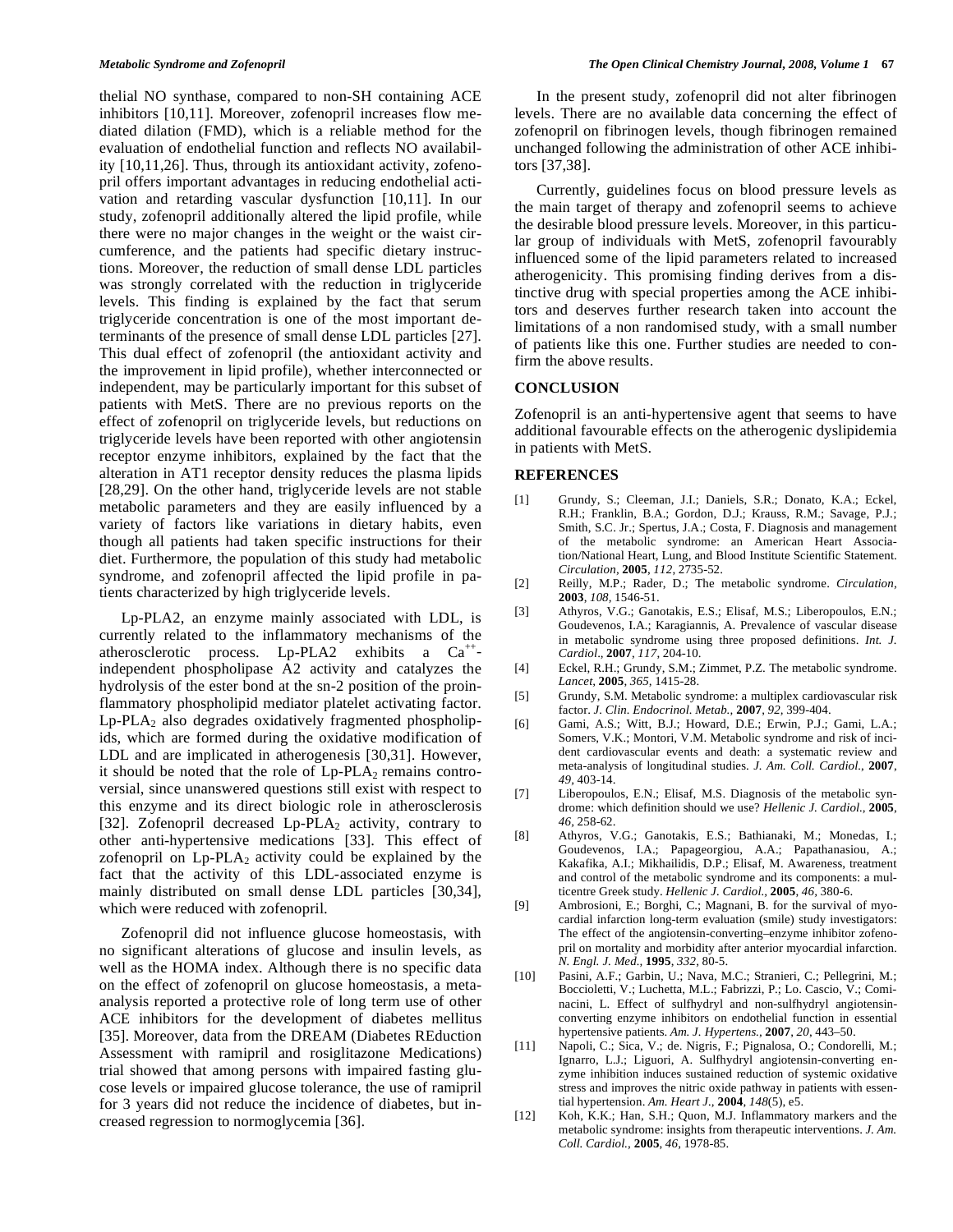thelial NO synthase, compared to non-SH containing ACE inhibitors [10,11]. Moreover, zofenopril increases flow mediated dilation (FMD), which is a reliable method for the evaluation of endothelial function and reflects NO availability [10,11,26]. Thus, through its antioxidant activity, zofenopril offers important advantages in reducing endothelial activation and retarding vascular dysfunction [10,11]. In our study, zofenopril additionally altered the lipid profile, while there were no major changes in the weight or the waist circumference, and the patients had specific dietary instructions. Moreover, the reduction of small dense LDL particles was strongly correlated with the reduction in triglyceride levels. This finding is explained by the fact that serum triglyceride concentration is one of the most important determinants of the presence of small dense LDL particles [27]. This dual effect of zofenopril (the antioxidant activity and the improvement in lipid profile), whether interconnected or independent, may be particularly important for this subset of patients with MetS. There are no previous reports on the effect of zofenopril on triglyceride levels, but reductions on triglyceride levels have been reported with other angiotensin receptor enzyme inhibitors, explained by the fact that the alteration in AT1 receptor density reduces the plasma lipids [28,29]. On the other hand, triglyceride levels are not stable metabolic parameters and they are easily influenced by a variety of factors like variations in dietary habits, even though all patients had taken specific instructions for their diet. Furthermore, the population of this study had metabolic syndrome, and zofenopril affected the lipid profile in patients characterized by high triglyceride levels.

Lp-PLA2, an enzyme mainly associated with LDL, is currently related to the inflammatory mechanisms of the atherosclerotic process. Lp-PLA2 exhibits a $Ca^{++}$-independent phospholipase A2 activity and catalyzes the hydrolysis of the ester bond at the sn-2 position of the proinflammatory phospholipid mediator platelet activating factor. Lp-$PLA_2$ also degrades oxidatively fragmented phospholipids, which are formed during the oxidative modification of LDL and are implicated in atherogenesis [30,31]. However, it should be noted that the role of Lp-$PLA_2$ remains controversial, since unanswered questions still exist with respect to this enzyme and its direct biologic role in atherosclerosis [32]. Zofenopril decreased Lp-$PLA_2$ activity, contrary to other anti-hypertensive medications [33]. This effect of zofenopril on Lp-$PLA_2$ activity could be explained by the fact that the activity of this LDL-associated enzyme is mainly distributed on small dense LDL particles [30,34], which were reduced with zofenopril.

Zofenopril did not influence glucose homeostasis, with no significant alterations of glucose and insulin levels, as well as the HOMA index. Although there is no specific data on the effect of zofenopril on glucose homeostasis, a meta-analysis reported a protective role of long term use of other ACE inhibitors for the development of diabetes mellitus [35]. Moreover, data from the DREAM (Diabetes REduction Assessment with ramipril and rosiglitazone Medications) trial showed that among persons with impaired fasting glucose levels or impaired glucose tolerance, the use of ramipril for 3 years did not reduce the incidence of diabetes, but increased regression to normoglycemia [36].

In the present study, zofenopril did not alter fibrinogen levels. There are no available data concerning the effect of zofenopril on fibrinogen levels, though fibrinogen remained unchanged following the administration of other ACE inhibitors [37,38].

Currently, guidelines focus on blood pressure levels as the main target of therapy and zofenopril seems to achieve the desirable blood pressure levels. Moreover, in this particular group of individuals with MetS, zofenopril favourably influenced some of the lipid parameters related to increased atherogenicity. This promising finding derives from a distinctive drug with special properties among the ACE inhibitors and deserves further research taken into account the limitations of a non randomised study, with a small number of patients like this one. Further studies are needed to confirm the above results.

## CONCLUSION

Zofenopril is an anti-hypertensive agent that seems to have additional favourable effects on the atherogenic dyslipidemia in patients with MetS.

## REFERENCES

[1] Grundy, S.; Cleeman, J.I.; Daniels, S.R.; Donato, K.A.; Eckel, R.H.; Franklin, B.A.; Gordon, D.J.; Krauss, R.M.; Savage, P.J.; Smith, S.C. Jr.; Spertus, J.A.; Costa, F. Diagnosis and management of the metabolic syndrome: an American Heart Association/National Heart, Lung, and Blood Institute Scientific Statement. *Circulation*, **2005**, *112*, 2735-52.

[2] Reilly, M.P.; Rader, D.; The metabolic syndrome. *Circulation*, **2003**, *108*, 1546-51.

[3] Athyros, V.G.; Ganotakis, E.S.; Elisaf, M.S.; Liberopoulos, E.N.; Goudevenos, I.A.; Karagiannis, A. Prevalence of vascular disease in metabolic syndrome using three proposed definitions. *Int. J. Cardiol.*, **2007**, *117*, 204-10.

[4] Eckel, R.H.; Grundy, S.M.; Zimmet, P.Z. The metabolic syndrome. *Lancet*, **2005**, *365*, 1415-28.

[5] Grundy, S.M. Metabolic syndrome: a multiplex cardiovascular risk factor. *J. Clin. Endocrinol. Metab.*, **2007**, *92*, 399-404.

[6] Gami, A.S.; Witt, B.J.; Howard, D.E.; Erwin, P.J.; Gami, L.A.; Somers, V.K.; Montori, V.M. Metabolic syndrome and risk of incident cardiovascular events and death: a systematic review and meta-analysis of longitudinal studies. *J. Am. Coll. Cardiol.*, **2007**, *49*, 403-14.

[7] Liberopoulos, E.N.; Elisaf, M.S. Diagnosis of the metabolic syndrome: which definition should we use? *Hellenic J. Cardiol.*, **2005**, *46*, 258-62.

[8] Athyros, V.G.; Ganotakis, E.S.; Bathianaki, M.; Monedas, I.; Goudevenos, I.A.; Papageorgiou, A.A.; Papathanasiou, A.; Kakafika, A.I.; Mikhailidis, D.P.; Elisaf, M. Awareness, treatment and control of the metabolic syndrome and its components: a multicentre Greek study. *Hellenic J. Cardiol.*, **2005**, *46*, 380-6.

[9] Ambrosioni, E.; Borghi, C.; Magnani, B. for the survival of myocardial infarction long-term evaluation (smile) study investigators: The effect of the angiotensin-converting–enzyme inhibitor zofenopril on mortality and morbidity after anterior myocardial infarction. *N. Engl. J. Med.*, **1995**, *332*, 80-5.

[10] Pasini, A.F.; Garbin, U.; Nava, M.C.; Stranieri, C.; Pellegrini, M.; Boccioletti, V.; Luchetta, M.L.; Fabrizzi, P.; Lo. Cascio, V.; Cominacini, L. Effect of sulfhydryl and non-sulfhydryl angiotensin-converting enzyme inhibitors on endothelial function in essential hypertensive patients. *Am. J. Hypertens.*, **2007**, *20*, 443–50.

[11] Napoli, C.; Sica, V.; de. Nigris, F.; Pignalosa, O.; Condorelli, M.; Ignarro, L.J.; Liguori, A. Sulfhydryl angiotensin-converting enzyme inhibition induces sustained reduction of systemic oxidative stress and improves the nitric oxide pathway in patients with essential hypertension. *Am. Heart J.*, **2004**, *148*(5), e5.

[12] Koh, K.K.; Han, S.H.; Quon, M.J. Inflammatory markers and the metabolic syndrome: insights from therapeutic interventions. *J. Am. Coll. Cardiol.*, **2005**, *46*, 1978-85.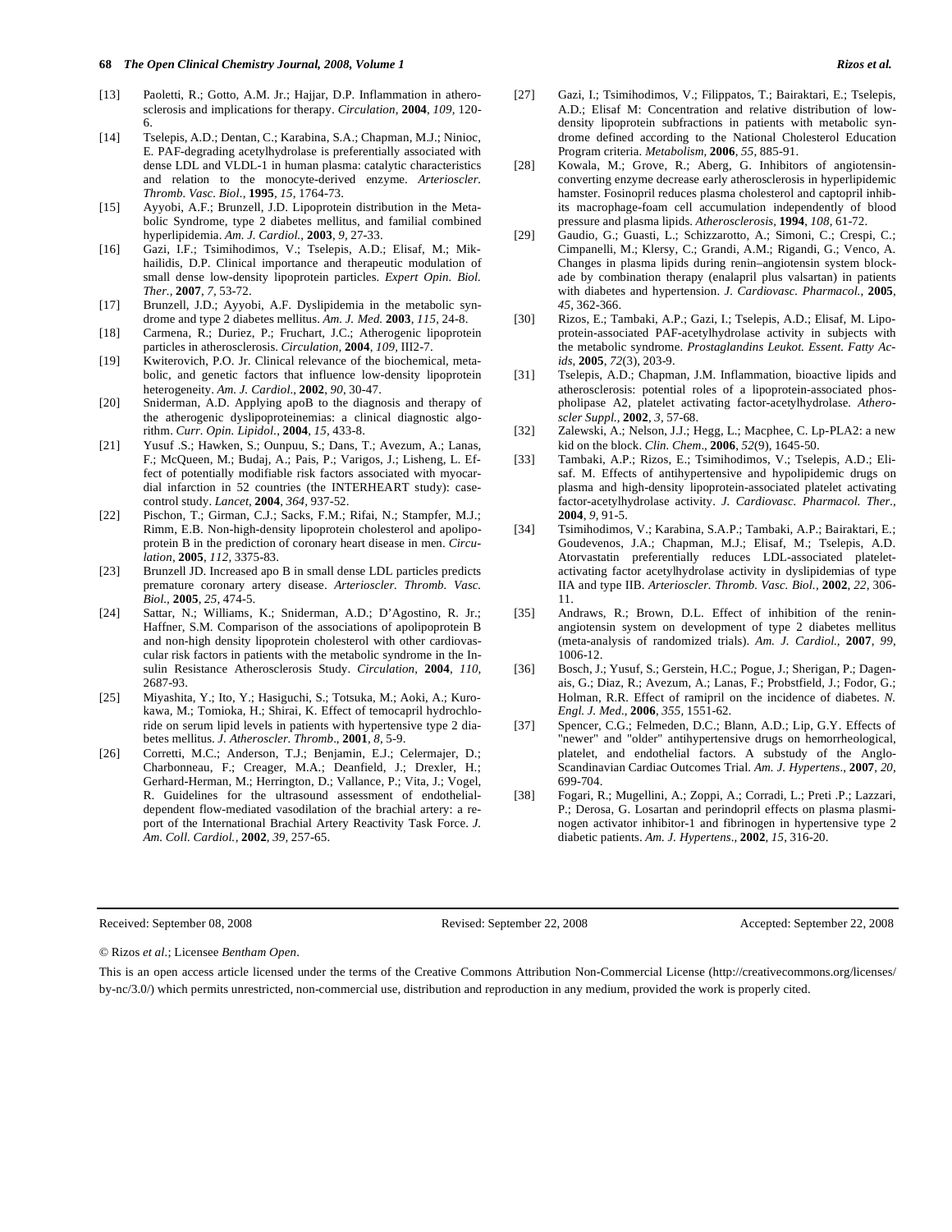[13] Paoletti, R.; Gotto, A.M. Jr.; Hajjar, D.P. Inflammation in atherosclerosis and implications for therapy. *Circulation*, **2004**, *109*, 120-6.

[14] Tselepis, A.D.; Dentan, C.; Karabina, S.A.; Chapman, M.J.; Ninioc, E. PAF-degrading acetylhydrolase is preferentially associated with dense LDL and VLDL-1 in human plasma: catalytic characteristics and relation to the monocyte-derived enzyme. *Arterioscler. Thromb. Vasc. Biol.*, **1995**, *15*, 1764-73.

[15] Ayyobi, A.F.; Brunzell, J.D. Lipoprotein distribution in the Metabolic Syndrome, type 2 diabetes mellitus, and familial combined hyperlipidemia. *Am. J. Cardiol.*, **2003**, *9*, 27-33.

[16] Gazi, I.F.; Tsimihodimos, V.; Tselepis, A.D.; Elisaf, M.; Mikhailidis, D.P. Clinical importance and therapeutic modulation of small dense low-density lipoprotein particles. *Expert Opin. Biol. Ther.*, **2007**, *7*, 53-72.

[17] Brunzell, J.D.; Ayyobi, A.F. Dyslipidemia in the metabolic syndrome and type 2 diabetes mellitus. *Am. J. Med.* **2003**, *115*, 24-8.

[18] Carmena, R.; Duriez, P.; Fruchart, J.C.; Atherogenic lipoprotein particles in atherosclerosis. *Circulation*, **2004**, *109*, III2-7.

[19] Kwiterovich, P.O. Jr. Clinical relevance of the biochemical, metabolic, and genetic factors that influence low-density lipoprotein heterogeneity. *Am. J. Cardiol.*, **2002**, *90*, 30-47.

[20] Sniderman, A.D. Applying apoB to the diagnosis and therapy of the atherogenic dyslipoproteinemias: a clinical diagnostic algorithm. *Curr. Opin. Lipidol.*, **2004**, *15*, 433-8.

[21] Yusuf .S.; Hawken, S.; Ounpuu, S.; Dans, T.; Avezum, A.; Lanas, F.; McQueen, M.; Budaj, A.; Pais, P.; Varigos, J.; Lisheng, L. Effect of potentially modifiable risk factors associated with myocardial infarction in 52 countries (the INTERHEART study): case-control study. *Lancet*, **2004**, *364*, 937-52.

[22] Pischon, T.; Girman, C.J.; Sacks, F.M.; Rifai, N.; Stampfer, M.J.; Rimm, E.B. Non-high-density lipoprotein cholesterol and apolipoprotein B in the prediction of coronary heart disease in men. *Circulation*, **2005**, *112*, 3375-83.

[23] Brunzell JD. Increased apo B in small dense LDL particles predicts premature coronary artery disease. *Arterioscler. Thromb. Vasc. Biol.*, **2005**, *25*, 474-5.

[24] Sattar, N.; Williams, K.; Sniderman, A.D.; D'Agostino, R. Jr.; Haffner, S.M. Comparison of the associations of apolipoprotein B and non-high density lipoprotein cholesterol with other cardiovascular risk factors in patients with the metabolic syndrome in the Insulin Resistance Atherosclerosis Study. *Circulation*, **2004**, *110*, 2687-93.

[25] Miyashita, Y.; Ito, Y.; Hasiguchi, S.; Totsuka, M.; Aoki, A.; Kurokawa, M.; Tomioka, H.; Shirai, K. Effect of temocapril hydrochloride on serum lipid levels in patients with hypertensive type 2 diabetes mellitus. *J. Atheroscler. Thromb*., **2001**, *8*, 5-9.

[26] Corretti, M.C.; Anderson, T.J.; Benjamin, E.J.; Celermajer, D.; Charbonneau, F.; Creager, M.A.; Deanfield, J.; Drexler, H.; Gerhard-Herman, M.; Herrington, D.; Vallance, P.; Vita, J.; Vogel, R. Guidelines for the ultrasound assessment of endothelial-dependent flow-mediated vasodilation of the brachial artery: a report of the International Brachial Artery Reactivity Task Force. *J. Am. Coll. Cardiol.*, **2002**, *39*, 257-65.

[27] Gazi, I.; Tsimihodimos, V.; Filippatos, T.; Bairaktari, E.; Tselepis, A.D.; Elisaf M: Concentration and relative distribution of low-density lipoprotein subfractions in patients with metabolic syndrome defined according to the National Cholesterol Education Program criteria. *Metabolism*, **2006**, *55*, 885-91.

[28] Kowala, M.; Grove, R.; Aberg, G. Inhibitors of angiotensin-converting enzyme decrease early atherosclerosis in hyperlipidemic hamster. Fosinopril reduces plasma cholesterol and captopril inhibits its macrophage-foam cell accumulation independently of blood pressure and plasma lipids. *Atherosclerosis*, **1994**, *108*, 61-72.

[29] Gaudio, G.; Guasti, L.; Schizzarotto, A.; Simoni, C.; Crespi, C.; Cimpanelli, M.; Klersy, C.; Grandi, A.M.; Rigandi, G.; Venco, A. Changes in plasma lipids during renin–angiotensin system blockade by combination therapy (enalapril plus valsartan) in patients with diabetes and hypertension. *J. Cardiovasc. Pharmacol.*, **2005**, *45*, 362-366.

[30] Rizos, E.; Tambaki, A.P.; Gazi, I.; Tselepis, A.D.; Elisaf, M. Lipoprotein-associated PAF-acetylhydrolase activity in subjects with the metabolic syndrome. *Prostaglandins Leukot. Essent. Fatty Acids*, **2005**, *72*(3), 203-9.

[31] Tselepis, A.D.; Chapman, J.M. Inflammation, bioactive lipids and atherosclerosis: potential roles of a lipoprotein-associated phospholipase A2, platelet activating factor-acetylhydrolase. *Atheroscler Suppl.*, **2002**, *3*, 57-68.

[32] Zalewski, A.; Nelson, J.J.; Hegg, L.; Macphee, C. Lp-PLA2: a new kid on the block. *Clin. Chem*., **2006**, *52*(9), 1645-50.

[33] Tambaki, A.P.; Rizos, E.; Tsimihodimos, V.; Tselepis, A.D.; Elisaf. M. Effects of antihypertensive and hypolipidemic drugs on plasma and high-density lipoprotein-associated platelet activating factor-acetylhydrolase activity. *J. Cardiovasc. Pharmacol. Ther.*, **2004**, *9*, 91-5.

[34] Tsimihodimos, V.; Karabina, S.A.P.; Tambaki, A.P.; Bairaktari, E.; Goudevenos, J.A.; Chapman, M.J.; Elisaf, M.; Tselepis, A.D. Atorvastatin preferentially reduces LDL-associated platelet-activating factor acetylhydrolase activity in dyslipidemias of type IIA and type IIB. *Arterioscler. Thromb. Vasc. Biol.*, **2002**, *22*, 306-11.

[35] Andraws, R.; Brown, D.L. Effect of inhibition of the renin-angiotensin system on development of type 2 diabetes mellitus (meta-analysis of randomized trials). *Am. J. Cardiol.*, **2007**, *99*, 1006-12.

[36] Bosch, J.; Yusuf, S.; Gerstein, H.C.; Pogue, J.; Sherigan, P.; Dagenais, G.; Diaz, R.; Avezum, A.; Lanas, F.; Probstfield, J.; Fodor, G.; Holman, R.R. Effect of ramipril on the incidence of diabetes. *N. Engl. J. Med.*, **2006**, *355*, 1551-62.

[37] Spencer, C.G.; Felmeden, D.C.; Blann, A.D.; Lip, G.Y. Effects of "newer" and "older" antihypertensive drugs on hemorrheological, platelet, and endothelial factors. A substudy of the Anglo-Scandinavian Cardiac Outcomes Trial. *Am. J. Hypertens*., **2007**, *20*, 699-704.

[38] Fogari, R.; Mugellini, A.; Zoppi, A.; Corradi, L.; Preti .P.; Lazzari, P.; Derosa, G. Losartan and perindopril effects on plasma plasminogen activator inhibitor-1 and fibrinogen in hypertensive type 2 diabetic patients. *Am. J. Hypertens*., **2002**, *15*, 316-20.

---

Received: September 08, 2008 Revised: September 22, 2008 Accepted: September 22, 2008

© Rizos *et al*.; Licensee *Bentham Open*.

This is an open access article licensed under the terms of the Creative Commons Attribution Non-Commercial License (http://creativecommons.org/licenses/by-nc/3.0/) which permits unrestricted, non-commercial use, distribution and reproduction in any medium, provided the work is properly cited.